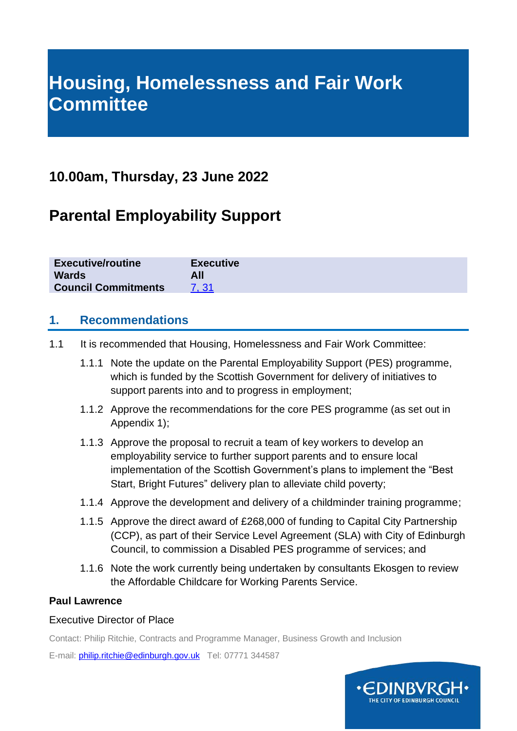# Housing, Homelessness and Fair Work Committee

## 10.00am, Thursday, 23 June 2022

## Parental Employability Support

| | |
|---|---|
| **Executive/routine** | **Executive** |
| **Wards** | **All** |
| **Council Commitments** | 7, 31 |

## 1. Recommendations

1.1 It is recommended that Housing, Homelessness and Fair Work Committee:

1.1.1 Note the update on the Parental Employability Support (PES) programme, which is funded by the Scottish Government for delivery of initiatives to support parents into and to progress in employment;

1.1.2 Approve the recommendations for the core PES programme (as set out in Appendix 1);

1.1.3 Approve the proposal to recruit a team of key workers to develop an employability service to further support parents and to ensure local implementation of the Scottish Government's plans to implement the "Best Start, Bright Futures" delivery plan to alleviate child poverty;

1.1.4 Approve the development and delivery of a childminder training programme;

1.1.5 Approve the direct award of £268,000 of funding to Capital City Partnership (CCP), as part of their Service Level Agreement (SLA) with City of Edinburgh Council, to commission a Disabled PES programme of services; and

1.1.6 Note the work currently being undertaken by consultants Ekosgen to review the Affordable Childcare for Working Parents Service.

**Paul Lawrence**

Executive Director of Place

Contact: Philip Ritchie, Contracts and Programme Manager, Business Growth and Inclusion

E-mail: philip.ritchie@edinburgh.gov.uk Tel: 07771 344587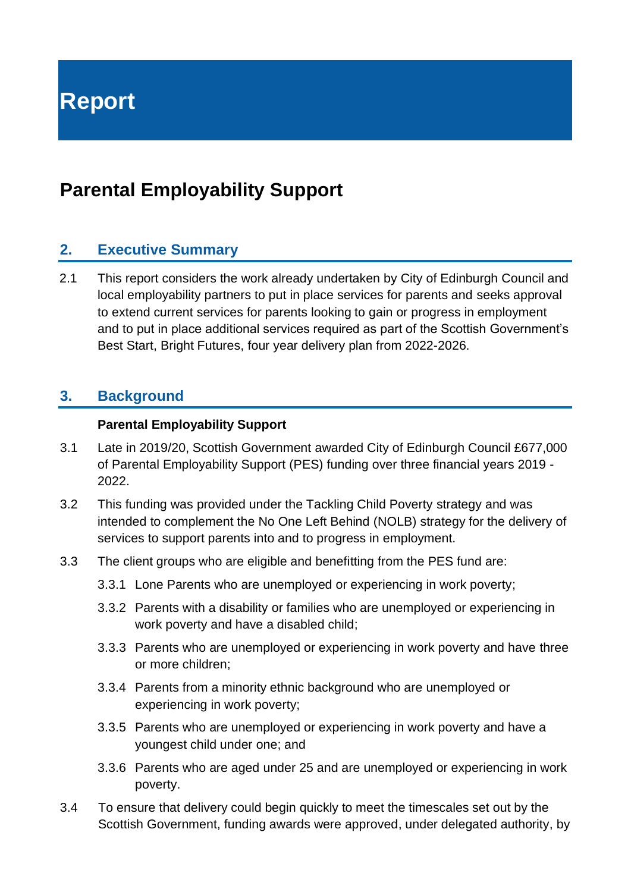# Report

## Parental Employability Support

## 2. Executive Summary

2.1 This report considers the work already undertaken by City of Edinburgh Council and local employability partners to put in place services for parents and seeks approval to extend current services for parents looking to gain or progress in employment and to put in place additional services required as part of the Scottish Government's Best Start, Bright Futures, four year delivery plan from 2022-2026.

## 3. Background

**Parental Employability Support**

3.1 Late in 2019/20, Scottish Government awarded City of Edinburgh Council £677,000 of Parental Employability Support (PES) funding over three financial years 2019 - 2022.

3.2 This funding was provided under the Tackling Child Poverty strategy and was intended to complement the No One Left Behind (NOLB) strategy for the delivery of services to support parents into and to progress in employment.

3.3 The client groups who are eligible and benefitting from the PES fund are:

3.3.1 Lone Parents who are unemployed or experiencing in work poverty;

3.3.2 Parents with a disability or families who are unemployed or experiencing in work poverty and have a disabled child;

3.3.3 Parents who are unemployed or experiencing in work poverty and have three or more children;

3.3.4 Parents from a minority ethnic background who are unemployed or experiencing in work poverty;

3.3.5 Parents who are unemployed or experiencing in work poverty and have a youngest child under one; and

3.3.6 Parents who are aged under 25 and are unemployed or experiencing in work poverty.

3.4 To ensure that delivery could begin quickly to meet the timescales set out by the Scottish Government, funding awards were approved, under delegated authority, by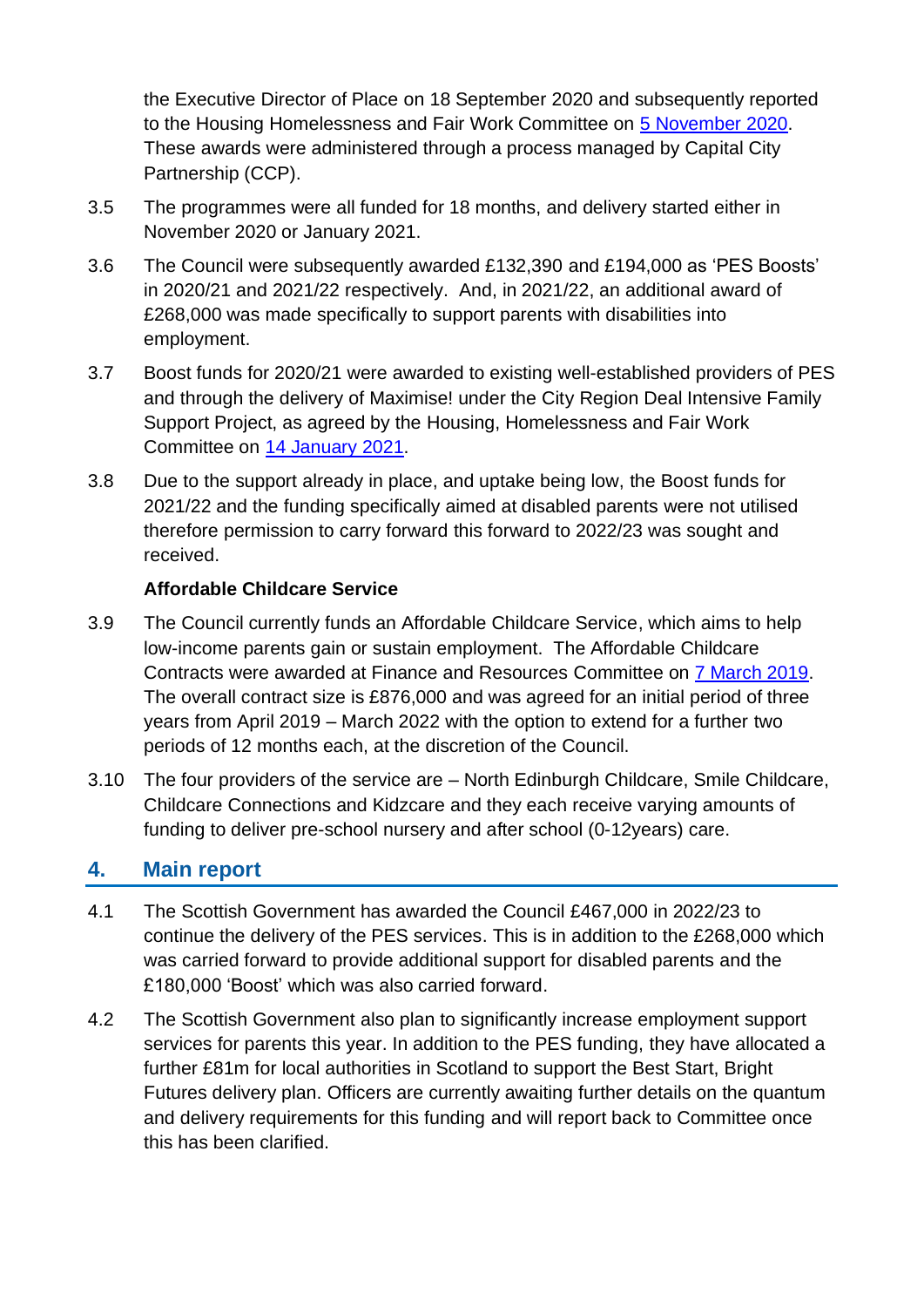the Executive Director of Place on 18 September 2020 and subsequently reported to the Housing Homelessness and Fair Work Committee on [5 November 2020](). These awards were administered through a process managed by Capital City Partnership (CCP).

3.5 The programmes were all funded for 18 months, and delivery started either in November 2020 or January 2021.

3.6 The Council were subsequently awarded £132,390 and £194,000 as 'PES Boosts' in 2020/21 and 2021/22 respectively. And, in 2021/22, an additional award of £268,000 was made specifically to support parents with disabilities into employment.

3.7 Boost funds for 2020/21 were awarded to existing well-established providers of PES and through the delivery of Maximise! under the City Region Deal Intensive Family Support Project, as agreed by the Housing, Homelessness and Fair Work Committee on [14 January 2021]().

3.8 Due to the support already in place, and uptake being low, the Boost funds for 2021/22 and the funding specifically aimed at disabled parents were not utilised therefore permission to carry forward this forward to 2022/23 was sought and received.

**Affordable Childcare Service**

3.9 The Council currently funds an Affordable Childcare Service, which aims to help low-income parents gain or sustain employment. The Affordable Childcare Contracts were awarded at Finance and Resources Committee on [7 March 2019](). The overall contract size is £876,000 and was agreed for an initial period of three years from April 2019 – March 2022 with the option to extend for a further two periods of 12 months each, at the discretion of the Council.

3.10 The four providers of the service are – North Edinburgh Childcare, Smile Childcare, Childcare Connections and Kidzcare and they each receive varying amounts of funding to deliver pre-school nursery and after school (0-12years) care.

## 4. Main report

4.1 The Scottish Government has awarded the Council £467,000 in 2022/23 to continue the delivery of the PES services. This is in addition to the £268,000 which was carried forward to provide additional support for disabled parents and the £180,000 'Boost' which was also carried forward.

4.2 The Scottish Government also plan to significantly increase employment support services for parents this year. In addition to the PES funding, they have allocated a further £81m for local authorities in Scotland to support the Best Start, Bright Futures delivery plan. Officers are currently awaiting further details on the quantum and delivery requirements for this funding and will report back to Committee once this has been clarified.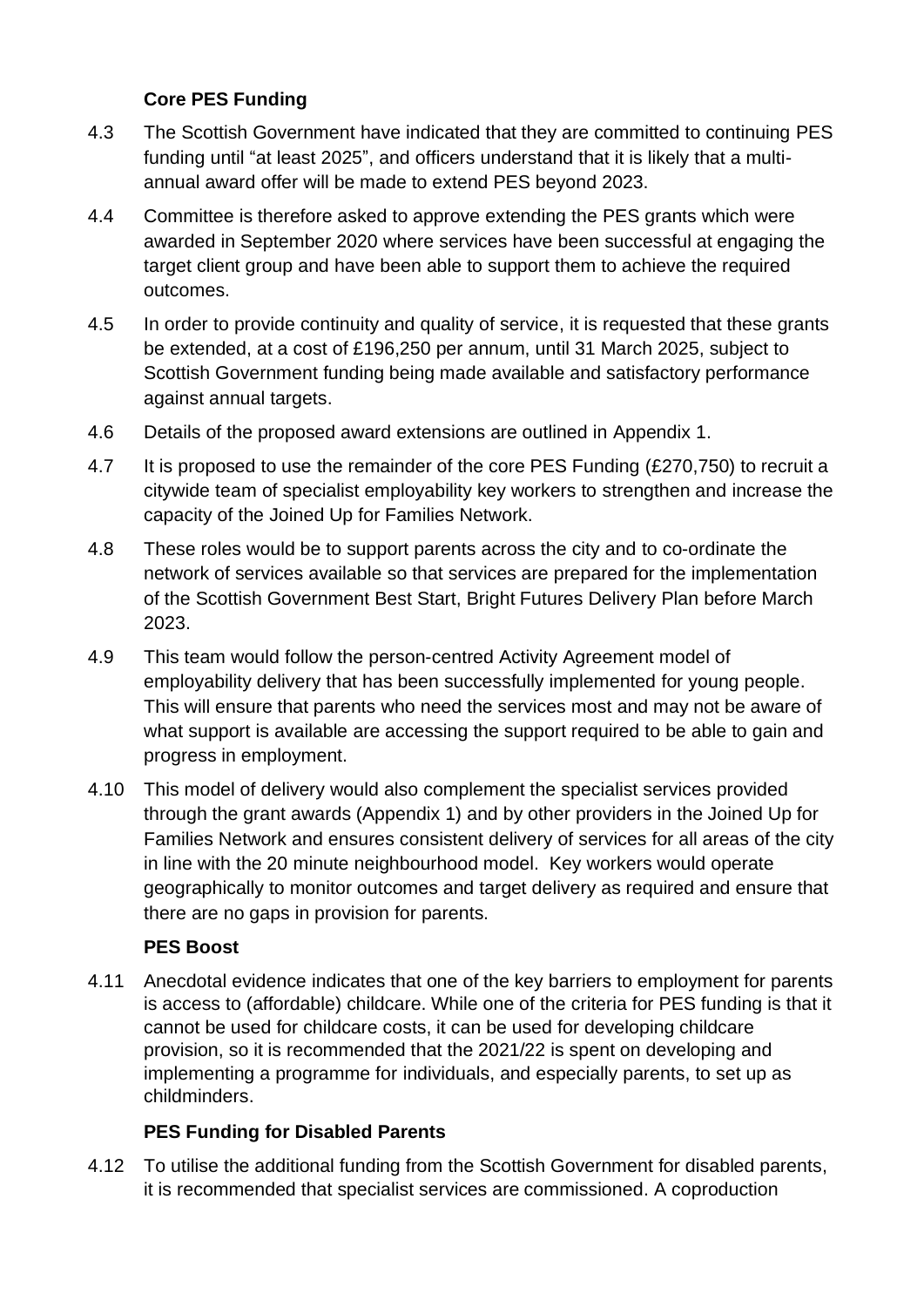### Core PES Funding

4.3 The Scottish Government have indicated that they are committed to continuing PES funding until "at least 2025", and officers understand that it is likely that a multi-annual award offer will be made to extend PES beyond 2023.

4.4 Committee is therefore asked to approve extending the PES grants which were awarded in September 2020 where services have been successful at engaging the target client group and have been able to support them to achieve the required outcomes.

4.5 In order to provide continuity and quality of service, it is requested that these grants be extended, at a cost of £196,250 per annum, until 31 March 2025, subject to Scottish Government funding being made available and satisfactory performance against annual targets.

4.6 Details of the proposed award extensions are outlined in Appendix 1.

4.7 It is proposed to use the remainder of the core PES Funding (£270,750) to recruit a citywide team of specialist employability key workers to strengthen and increase the capacity of the Joined Up for Families Network.

4.8 These roles would be to support parents across the city and to co-ordinate the network of services available so that services are prepared for the implementation of the Scottish Government Best Start, Bright Futures Delivery Plan before March 2023.

4.9 This team would follow the person-centred Activity Agreement model of employability delivery that has been successfully implemented for young people. This will ensure that parents who need the services most and may not be aware of what support is available are accessing the support required to be able to gain and progress in employment.

4.10 This model of delivery would also complement the specialist services provided through the grant awards (Appendix 1) and by other providers in the Joined Up for Families Network and ensures consistent delivery of services for all areas of the city in line with the 20 minute neighbourhood model. Key workers would operate geographically to monitor outcomes and target delivery as required and ensure that there are no gaps in provision for parents.

### PES Boost

4.11 Anecdotal evidence indicates that one of the key barriers to employment for parents is access to (affordable) childcare. While one of the criteria for PES funding is that it cannot be used for childcare costs, it can be used for developing childcare provision, so it is recommended that the 2021/22 is spent on developing and implementing a programme for individuals, and especially parents, to set up as childminders.

### PES Funding for Disabled Parents

4.12 To utilise the additional funding from the Scottish Government for disabled parents, it is recommended that specialist services are commissioned. A coproduction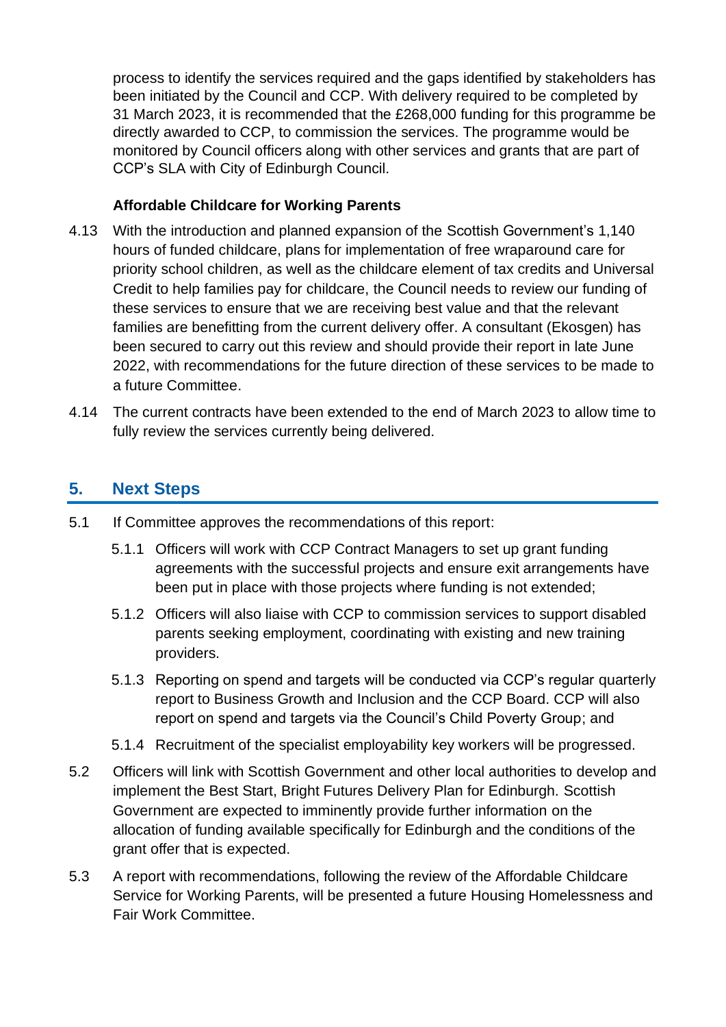process to identify the services required and the gaps identified by stakeholders has been initiated by the Council and CCP. With delivery required to be completed by 31 March 2023, it is recommended that the £268,000 funding for this programme be directly awarded to CCP, to commission the services. The programme would be monitored by Council officers along with other services and grants that are part of CCP's SLA with City of Edinburgh Council.

**Affordable Childcare for Working Parents**

4.13 With the introduction and planned expansion of the Scottish Government's 1,140 hours of funded childcare, plans for implementation of free wraparound care for priority school children, as well as the childcare element of tax credits and Universal Credit to help families pay for childcare, the Council needs to review our funding of these services to ensure that we are receiving best value and that the relevant families are benefitting from the current delivery offer. A consultant (Ekosgen) has been secured to carry out this review and should provide their report in late June 2022, with recommendations for the future direction of these services to be made to a future Committee.

4.14 The current contracts have been extended to the end of March 2023 to allow time to fully review the services currently being delivered.

## 5. Next Steps

5.1 If Committee approves the recommendations of this report:

5.1.1 Officers will work with CCP Contract Managers to set up grant funding agreements with the successful projects and ensure exit arrangements have been put in place with those projects where funding is not extended;

5.1.2 Officers will also liaise with CCP to commission services to support disabled parents seeking employment, coordinating with existing and new training providers.

5.1.3 Reporting on spend and targets will be conducted via CCP's regular quarterly report to Business Growth and Inclusion and the CCP Board. CCP will also report on spend and targets via the Council's Child Poverty Group; and

5.1.4 Recruitment of the specialist employability key workers will be progressed.

5.2 Officers will link with Scottish Government and other local authorities to develop and implement the Best Start, Bright Futures Delivery Plan for Edinburgh. Scottish Government are expected to imminently provide further information on the allocation of funding available specifically for Edinburgh and the conditions of the grant offer that is expected.

5.3 A report with recommendations, following the review of the Affordable Childcare Service for Working Parents, will be presented a future Housing Homelessness and Fair Work Committee.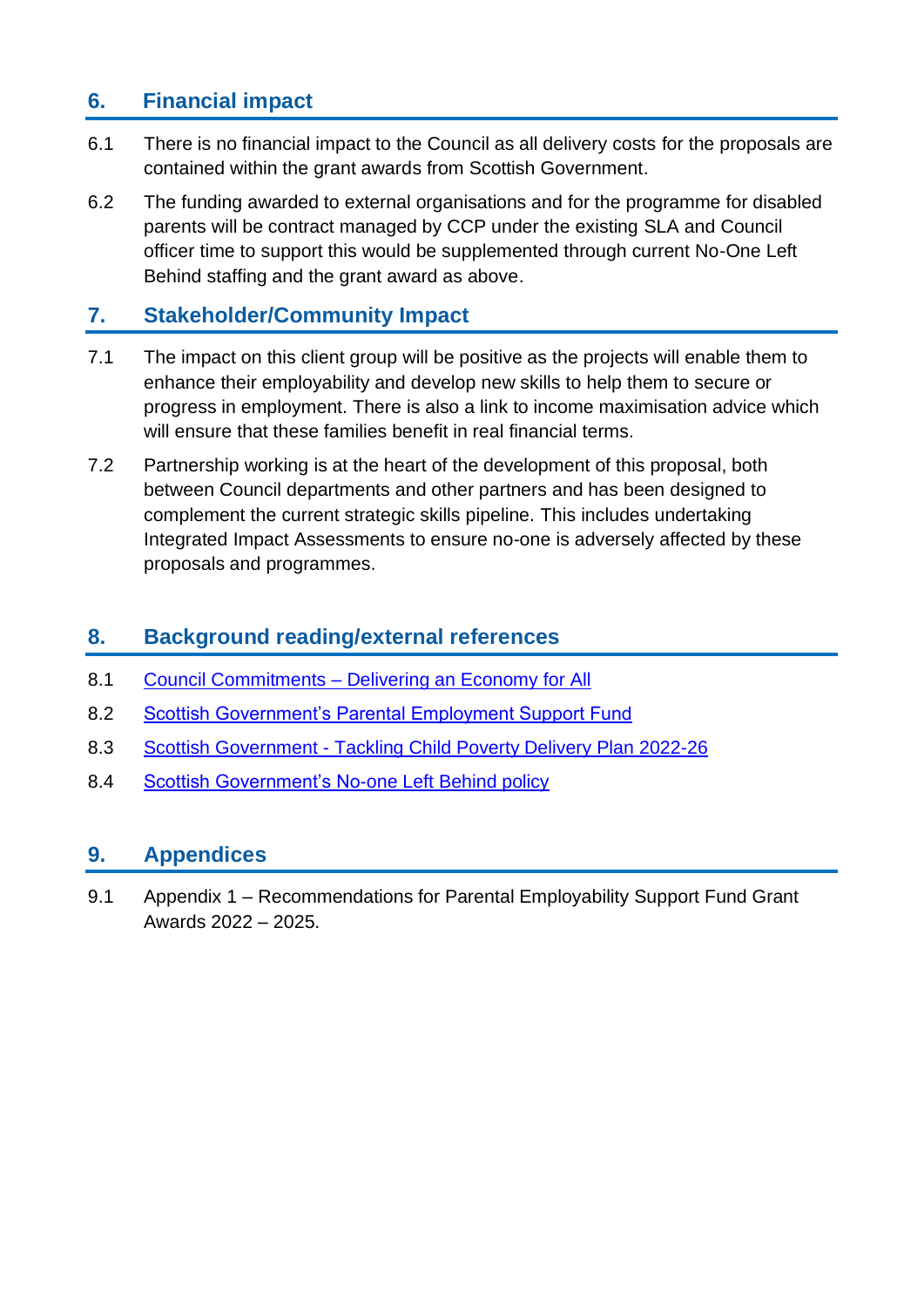## 6. Financial impact

6.1 There is no financial impact to the Council as all delivery costs for the proposals are contained within the grant awards from Scottish Government.

6.2 The funding awarded to external organisations and for the programme for disabled parents will be contract managed by CCP under the existing SLA and Council officer time to support this would be supplemented through current No-One Left Behind staffing and the grant award as above.

## 7. Stakeholder/Community Impact

7.1 The impact on this client group will be positive as the projects will enable them to enhance their employability and develop new skills to help them to secure or progress in employment. There is also a link to income maximisation advice which will ensure that these families benefit in real financial terms.

7.2 Partnership working is at the heart of the development of this proposal, both between Council departments and other partners and has been designed to complement the current strategic skills pipeline. This includes undertaking Integrated Impact Assessments to ensure no-one is adversely affected by these proposals and programmes.

## 8. Background reading/external references

8.1 Council Commitments – Delivering an Economy for All

8.2 Scottish Government's Parental Employment Support Fund

8.3 Scottish Government - Tackling Child Poverty Delivery Plan 2022-26

8.4 Scottish Government's No-one Left Behind policy

## 9. Appendices

9.1 Appendix 1 – Recommendations for Parental Employability Support Fund Grant Awards 2022 – 2025.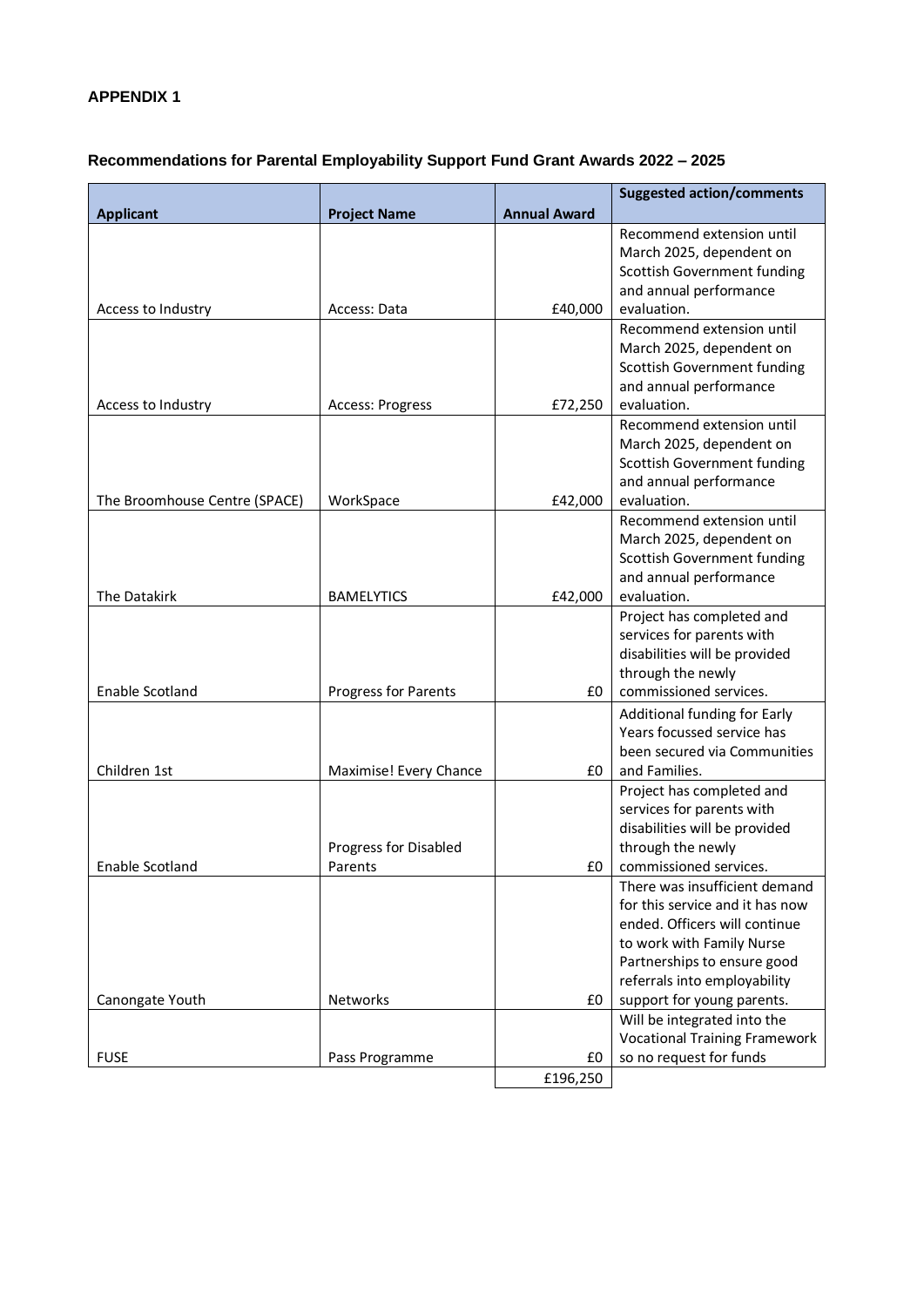**APPENDIX 1**

**Recommendations for Parental Employability Support Fund Grant Awards 2022 – 2025**

| Applicant | Project Name | Annual Award | Suggested action/comments |
|---|---|---|---|
| Access to Industry | Access: Data | £40,000 | Recommend extension until March 2025, dependent on Scottish Government funding and annual performance evaluation. |
| Access to Industry | Access: Progress | £72,250 | Recommend extension until March 2025, dependent on Scottish Government funding and annual performance evaluation. |
| The Broomhouse Centre (SPACE) | WorkSpace | £42,000 | Recommend extension until March 2025, dependent on Scottish Government funding and annual performance evaluation. |
| The Datakirk | BAMELYTICS | £42,000 | Recommend extension until March 2025, dependent on Scottish Government funding and annual performance evaluation. |
| Enable Scotland | Progress for Parents | £0 | Project has completed and services for parents with disabilities will be provided through the newly commissioned services. |
| Children 1st | Maximise! Every Chance | £0 | Additional funding for Early Years focussed service has been secured via Communities and Families. |
| Enable Scotland | Progress for Disabled Parents | £0 | Project has completed and services for parents with disabilities will be provided through the newly commissioned services. |
| Canongate Youth | Networks | £0 | There was insufficient demand for this service and it has now ended. Officers will continue to work with Family Nurse Partnerships to ensure good referrals into employability support for young parents. |
| FUSE | Pass Programme | £0 | Will be integrated into the Vocational Training Framework so no request for funds |
| | | £196,250 | |